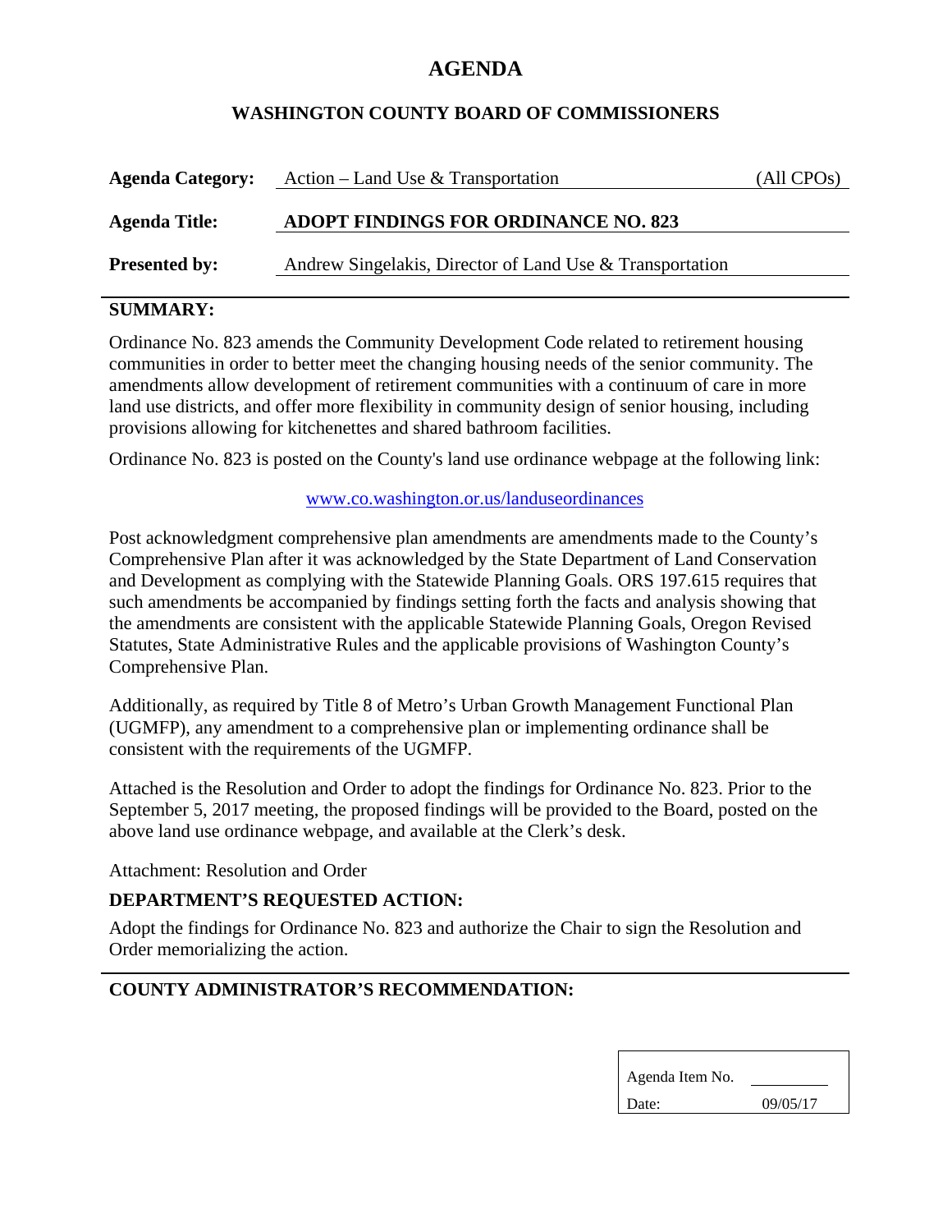# AGENDA

## WASHINGTON COUNTY BOARD OF COMMISSIONERS

**Agenda Category:** Action – Land Use & Transportation (All CPOs)

**Agenda Title:** **ADOPT FINDINGS FOR ORDINANCE NO. 823**

**Presented by:** Andrew Singelakis, Director of Land Use & Transportation

### SUMMARY:

Ordinance No. 823 amends the Community Development Code related to retirement housing communities in order to better meet the changing housing needs of the senior community. The amendments allow development of retirement communities with a continuum of care in more land use districts, and offer more flexibility in community design of senior housing, including provisions allowing for kitchenettes and shared bathroom facilities.

Ordinance No. 823 is posted on the County's land use ordinance webpage at the following link:

www.co.washington.or.us/landuseordinances

Post acknowledgment comprehensive plan amendments are amendments made to the County's Comprehensive Plan after it was acknowledged by the State Department of Land Conservation and Development as complying with the Statewide Planning Goals. ORS 197.615 requires that such amendments be accompanied by findings setting forth the facts and analysis showing that the amendments are consistent with the applicable Statewide Planning Goals, Oregon Revised Statutes, State Administrative Rules and the applicable provisions of Washington County's Comprehensive Plan.

Additionally, as required by Title 8 of Metro's Urban Growth Management Functional Plan (UGMFP), any amendment to a comprehensive plan or implementing ordinance shall be consistent with the requirements of the UGMFP.

Attached is the Resolution and Order to adopt the findings for Ordinance No. 823. Prior to the September 5, 2017 meeting, the proposed findings will be provided to the Board, posted on the above land use ordinance webpage, and available at the Clerk's desk.

Attachment: Resolution and Order

### DEPARTMENT'S REQUESTED ACTION:

Adopt the findings for Ordinance No. 823 and authorize the Chair to sign the Resolution and Order memorializing the action.

### COUNTY ADMINISTRATOR'S RECOMMENDATION:

| Agenda Item No. | |
|---|---|
| Date: | 09/05/17 |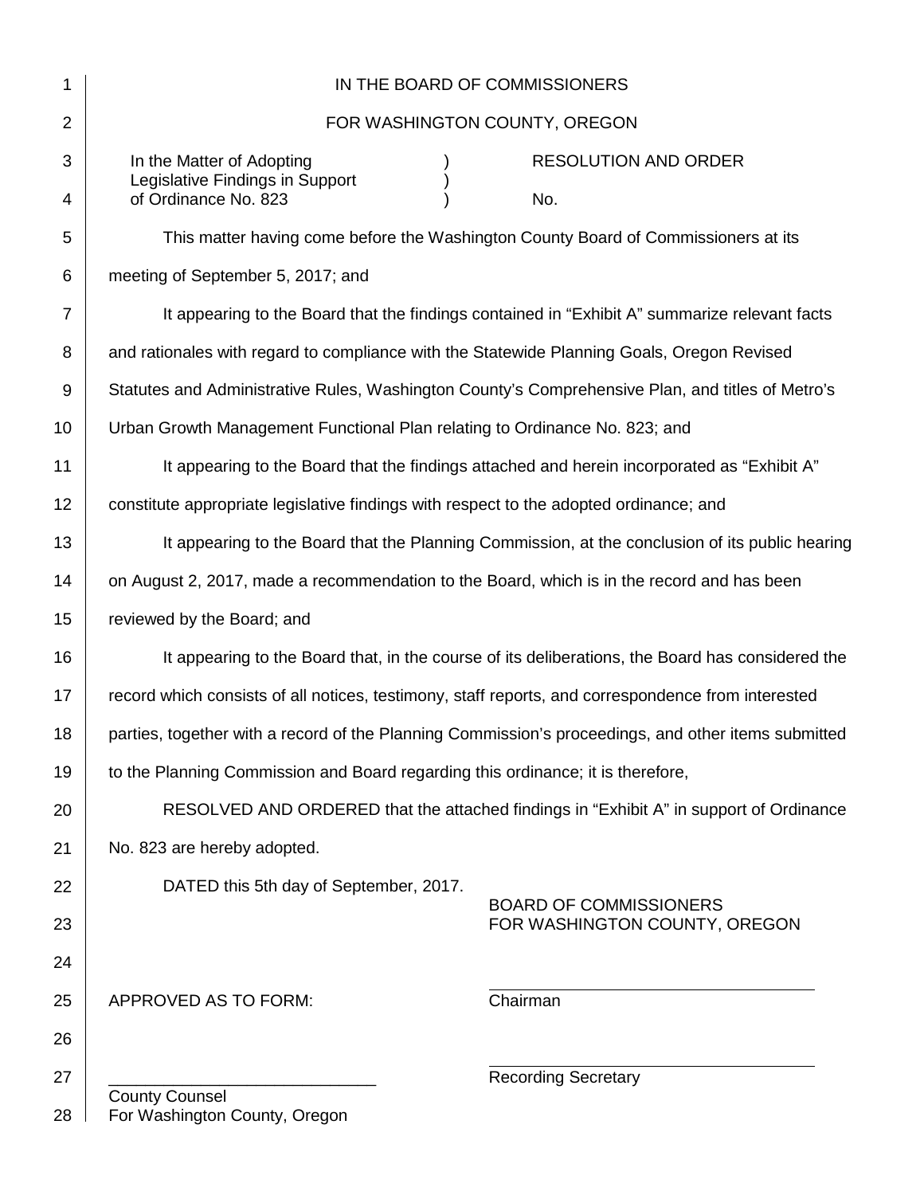IN THE BOARD OF COMMISSIONERS

FOR WASHINGTON COUNTY, OREGON

| | | |
|---|---|---|
| In the Matter of Adopting Legislative Findings in Support of Ordinance No. 823 | ) ) ) | RESOLUTION AND ORDER<br><br>No. |

This matter having come before the Washington County Board of Commissioners at its meeting of September 5, 2017; and

It appearing to the Board that the findings contained in "Exhibit A" summarize relevant facts and rationales with regard to compliance with the Statewide Planning Goals, Oregon Revised Statutes and Administrative Rules, Washington County's Comprehensive Plan, and titles of Metro's Urban Growth Management Functional Plan relating to Ordinance No. 823; and

It appearing to the Board that the findings attached and herein incorporated as "Exhibit A" constitute appropriate legislative findings with respect to the adopted ordinance; and

It appearing to the Board that the Planning Commission, at the conclusion of its public hearing on August 2, 2017, made a recommendation to the Board, which is in the record and has been reviewed by the Board; and

It appearing to the Board that, in the course of its deliberations, the Board has considered the record which consists of all notices, testimony, staff reports, and correspondence from interested parties, together with a record of the Planning Commission's proceedings, and other items submitted to the Planning Commission and Board regarding this ordinance; it is therefore,

RESOLVED AND ORDERED that the attached findings in "Exhibit A" in support of Ordinance No. 823 are hereby adopted.

DATED this 5th day of September, 2017.

BOARD OF COMMISSIONERS
FOR WASHINGTON COUNTY, OREGON

APPROVED AS TO FORM:

______________________________
Chairman

______________________________
County Counsel
For Washington County, Oregon

______________________________
Recording Secretary